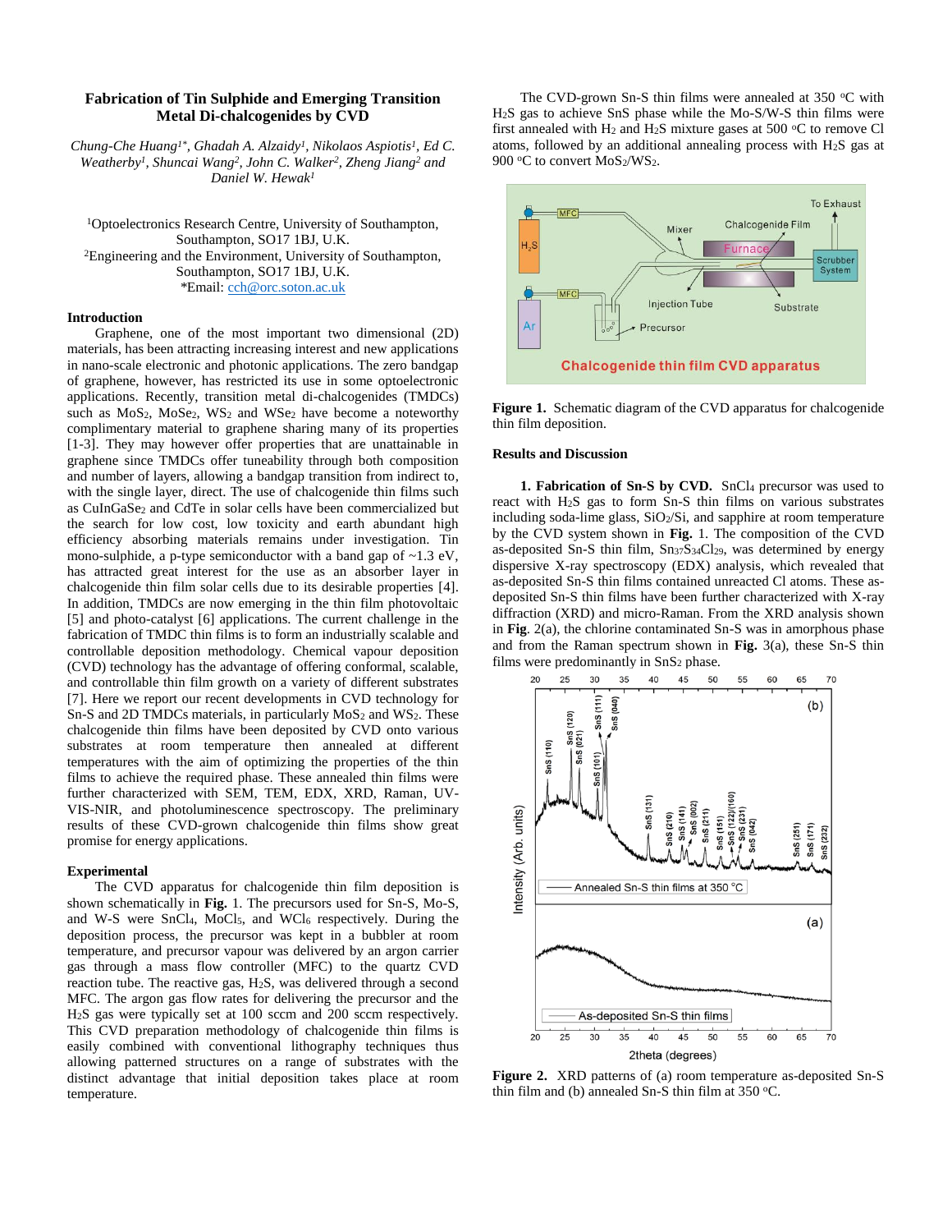# Fabrication of Tin Sulphide and Emerging Transition Metal Di-chalcogenides by CVD

*Chung-Che Huang[1*], Ghadah A. Alzaidy[1], Nikolaos Aspiotis[1], Ed C. Weatherby[1], Shuncai Wang[2], John C. Walker[2], Zheng Jiang[2] and Daniel W. Hewak[1]*

[1]Optoelectronics Research Centre, University of Southampton, Southampton, SO17 1BJ, U.K.
[2]Engineering and the Environment, University of Southampton, Southampton, SO17 1BJ, U.K.
*Email: cch@orc.soton.ac.uk

## Introduction

Graphene, one of the most important two dimensional (2D) materials, has been attracting increasing interest and new applications in nano-scale electronic and photonic applications. The zero bandgap of graphene, however, has restricted its use in some optoelectronic applications. Recently, transition metal di-chalcogenides (TMDCs) such as $MoS_2$, $MoSe_2$, $WS_2$ and $WSe_2$ have become a noteworthy complimentary material to graphene sharing many of its properties [1-3]. They may however offer properties that are unattainable in graphene since TMDCs offer tuneability through both composition and number of layers, allowing a bandgap transition from indirect to, with the single layer, direct. The use of chalcogenide thin films such as $CuInGaSe_2$ and CdTe in solar cells have been commercialized but the search for low cost, low toxicity and earth abundant high efficiency absorbing materials remains under investigation. Tin mono-sulphide, a p-type semiconductor with a band gap of ~1.3 eV, has attracted great interest for the use as an absorber layer in chalcogenide thin film solar cells due to its desirable properties [4]. In addition, TMDCs are now emerging in the thin film photovoltaic [5] and photo-catalyst [6] applications. The current challenge in the fabrication of TMDC thin films is to form an industrially scalable and controllable deposition methodology. Chemical vapour deposition (CVD) technology has the advantage of offering conformal, scalable, and controllable thin film growth on a variety of different substrates [7]. Here we report our recent developments in CVD technology for Sn-S and 2D TMDCs materials, in particularly $MoS_2$ and $WS_2$. These chalcogenide thin films have been deposited by CVD onto various substrates at room temperature then annealed at different temperatures with the aim of optimizing the properties of the thin films to achieve the required phase. These annealed thin films were further characterized with SEM, TEM, EDX, XRD, Raman, UV-VIS-NIR, and photoluminescence spectroscopy. The preliminary results of these CVD-grown chalcogenide thin films show great promise for energy applications.

## Experimental

The CVD apparatus for chalcogenide thin film deposition is shown schematically in **Fig.** 1. The precursors used for Sn-S, Mo-S, and W-S were $SnCl_4$, $MoCl_5$, and $WCl_6$ respectively. During the deposition process, the precursor was kept in a bubbler at room temperature, and precursor vapour was delivered by an argon carrier gas through a mass flow controller (MFC) to the quartz CVD reaction tube. The reactive gas, $H_2S$, was delivered through a second MFC. The argon gas flow rates for delivering the precursor and the $H_2S$ gas were typically set at 100 sccm and 200 sccm respectively. This CVD preparation methodology of chalcogenide thin films is easily combined with conventional lithography techniques thus allowing patterned structures on a range of substrates with the distinct advantage that initial deposition takes place at room temperature.

The CVD-grown Sn-S thin films were annealed at 350 °C with $H_2S$ gas to achieve SnS phase while the Mo-S/W-S thin films were first annealed with $H_2$ and $H_2S$ mixture gases at 500 °C to remove Cl atoms, followed by an additional annealing process with $H_2S$ gas at 900 °C to convert $MoS_2$/$WS_2$.

**Figure 1.** Schematic diagram of the CVD apparatus for chalcogenide thin film deposition.

## Results and Discussion

**1. Fabrication of Sn-S by CVD.** $SnCl_4$ precursor was used to react with $H_2S$ gas to form Sn-S thin films on various substrates including soda-lime glass, $SiO_2$/Si, and sapphire at room temperature by the CVD system shown in **Fig.** 1. The composition of the CVD as-deposited Sn-S thin film, $Sn_{37}S_{34}Cl_{29}$, was determined by energy dispersive X-ray spectroscopy (EDX) analysis, which revealed that as-deposited Sn-S thin films contained unreacted Cl atoms. These as-deposited Sn-S thin films have been further characterized with X-ray diffraction (XRD) and micro-Raman. From the XRD analysis shown in **Fig**. 2(a), the chlorine contaminated Sn-S was in amorphous phase and from the Raman spectrum shown in **Fig.** 3(a), these Sn-S thin films were predominantly in $SnS_2$ phase.

**Figure 2.** XRD patterns of (a) room temperature as-deposited Sn-S thin film and (b) annealed Sn-S thin film at 350 °C.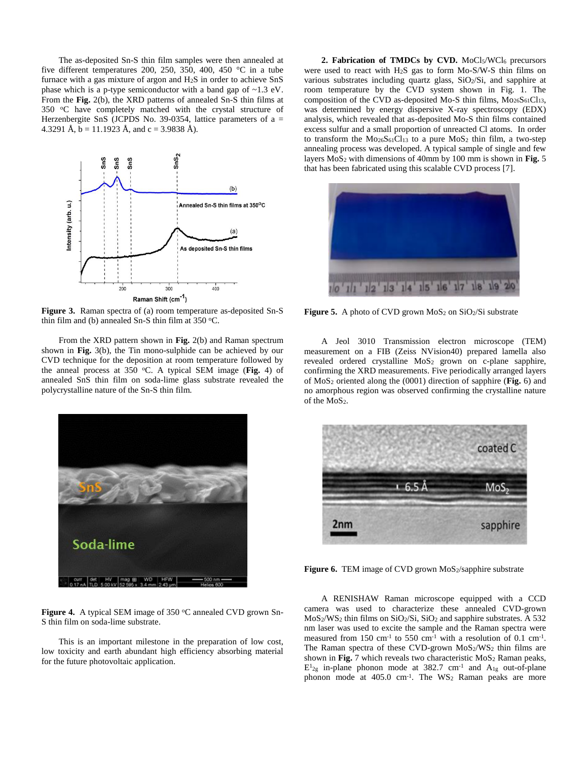The as-deposited Sn-S thin film samples were then annealed at five different temperatures 200, 250, 350, 400, 450 °C in a tube furnace with a gas mixture of argon and $H_2S$ in order to achieve SnS phase which is a p-type semiconductor with a band gap of ~1.3 eV. From the **Fig.** 2(b), the XRD patterns of annealed Sn-S thin films at 350 °C have completely matched with the crystal structure of Herzenbergite SnS (JCPDS No. 39-0354, lattice parameters of a = 4.3291 Å, b = 11.1923 Å, and c = 3.9838 Å).

**Figure 3.** Raman spectra of (a) room temperature as-deposited Sn-S thin film and (b) annealed Sn-S thin film at 350 °C.

From the XRD pattern shown in **Fig.** 2(b) and Raman spectrum shown in **Fig.** 3(b), the Tin mono-sulphide can be achieved by our CVD technique for the deposition at room temperature followed by the anneal process at 350 °C. A typical SEM image (**Fig.** 4) of annealed SnS thin film on soda-lime glass substrate revealed the polycrystalline nature of the Sn-S thin film.

**Figure 4.** A typical SEM image of 350 °C annealed CVD grown Sn-S thin film on soda-lime substrate.

This is an important milestone in the preparation of low cost, low toxicity and earth abundant high efficiency absorbing material for the future photovoltaic application.

**2. Fabrication of TMDCs by CVD.** $MoCl_5$/$WCl_6$ precursors were used to react with $H_2S$ gas to form Mo-S/W-S thin films on various substrates including quartz glass, $SiO_2$/Si, and sapphire at room temperature by the CVD system shown in Fig. 1. The composition of the CVD as-deposited Mo-S thin films, $Mo_{26}S_{61}Cl_{13}$, was determined by energy dispersive X-ray spectroscopy (EDX) analysis, which revealed that as-deposited Mo-S thin films contained excess sulfur and a small proportion of unreacted Cl atoms. In order to transform the $Mo_{26}S_{61}Cl_{13}$ to a pure $MoS_2$ thin film, a two-step annealing process was developed. A typical sample of single and few layers $MoS_2$ with dimensions of 40mm by 100 mm is shown in **Fig.** 5 that has been fabricated using this scalable CVD process [7].

**Figure 5.** A photo of CVD grown $MoS_2$ on $SiO_2$/Si substrate

A Jeol 3010 Transmission electron microscope (TEM) measurement on a FIB (Zeiss NVision40) prepared lamella also revealed ordered crystalline $MoS_2$ grown on c-plane sapphire, confirming the XRD measurements. Five periodically arranged layers of $MoS_2$ oriented along the (0001) direction of sapphire (**Fig.** 6) and no amorphous region was observed confirming the crystalline nature of the $MoS_2$.

**Figure 6.** TEM image of CVD grown $MoS_2$/sapphire substrate

A RENISHAW Raman microscope equipped with a CCD camera was used to characterize these annealed CVD-grown $MoS_2$/$WS_2$ thin films on $SiO_2$/Si, $SiO_2$ and sapphire substrates. A 532 nm laser was used to excite the sample and the Raman spectra were measured from 150 $cm^{-1}$ to 550 $cm^{-1}$ with a resolution of 0.1 $cm^{-1}$. The Raman spectra of these CVD-grown $MoS_2$/$WS_2$ thin films are shown in **Fig.** 7 which reveals two characteristic $MoS_2$ Raman peaks, $E^1_{2g}$ in-plane phonon mode at 382.7 $cm^{-1}$ and $A_{1g}$ out-of-plane phonon mode at 405.0 $cm^{-1}$. The $WS_2$ Raman peaks are more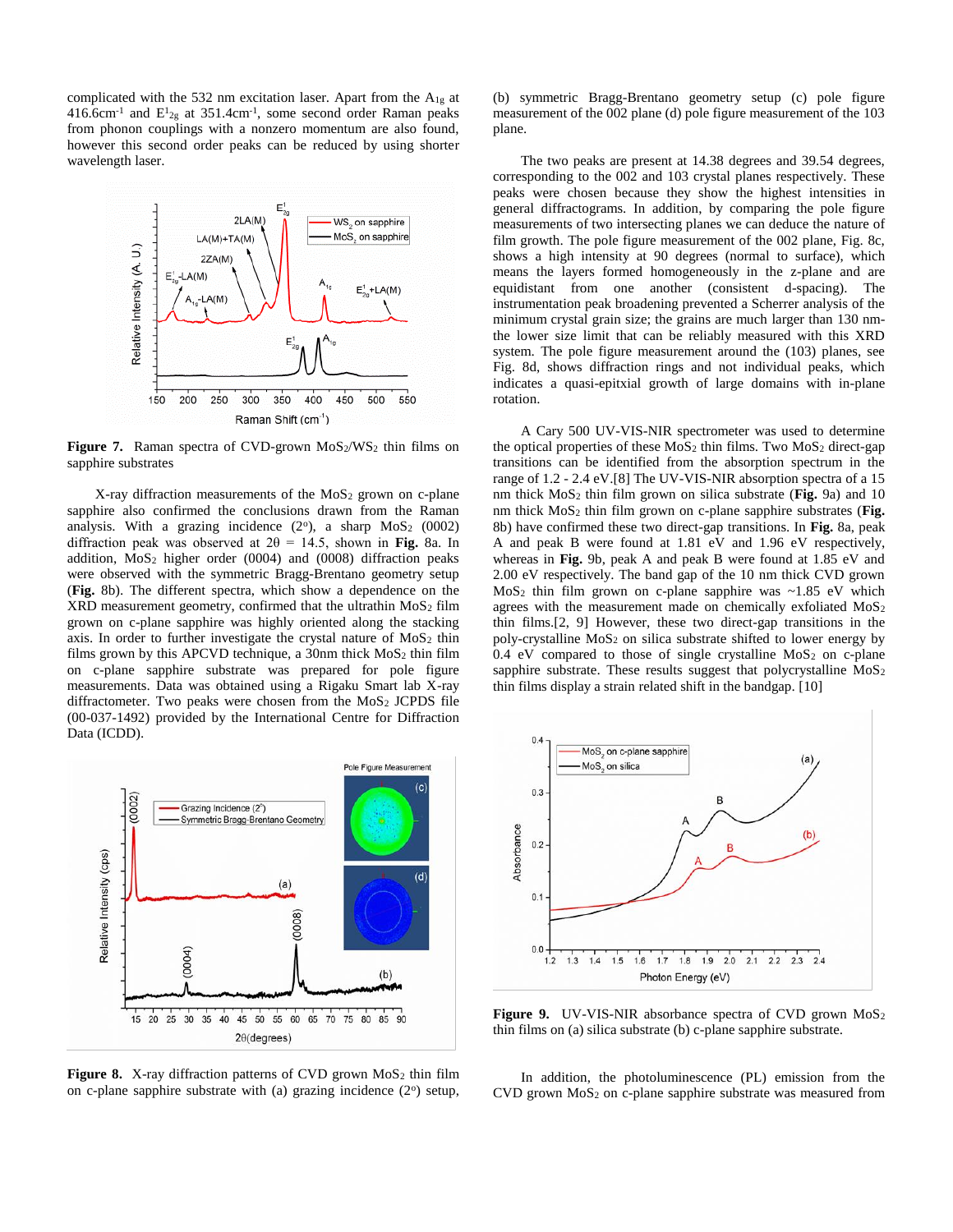complicated with the 532 nm excitation laser. Apart from the $A_{1g}$ at 416.6cm$^{-1}$ and $E^1_{2g}$ at 351.4cm$^{-1}$, some second order Raman peaks from phonon couplings with a nonzero momentum are also found, however this second order peaks can be reduced by using shorter wavelength laser.

**Figure 7.** Raman spectra of CVD-grown $MoS_2$/$WS_2$ thin films on sapphire substrates

X-ray diffraction measurements of the $MoS_2$ grown on c-plane sapphire also confirmed the conclusions drawn from the Raman analysis. With a grazing incidence (2°), a sharp $MoS_2$ (0002) diffraction peak was observed at $2\theta = 14.5$, shown in **Fig.** 8a. In addition, $MoS_2$ higher order (0004) and (0008) diffraction peaks were observed with the symmetric Bragg-Brentano geometry setup (**Fig.** 8b). The different spectra, which show a dependence on the XRD measurement geometry, confirmed that the ultrathin $MoS_2$ film grown on c-plane sapphire was highly oriented along the stacking axis. In order to further investigate the crystal nature of $MoS_2$ thin films grown by this APCVD technique, a 30nm thick $MoS_2$ thin film on c-plane sapphire substrate was prepared for pole figure measurements. Data was obtained using a Rigaku Smart lab X-ray diffractometer. Two peaks were chosen from the $MoS_2$ JCPDS file (00-037-1492) provided by the International Centre for Diffraction Data (ICDD).

**Figure 8.** X-ray diffraction patterns of CVD grown $MoS_2$ thin film on c-plane sapphire substrate with (a) grazing incidence (2°) setup, (b) symmetric Bragg-Brentano geometry setup (c) pole figure measurement of the 002 plane (d) pole figure measurement of the 103 plane.

The two peaks are present at 14.38 degrees and 39.54 degrees, corresponding to the 002 and 103 crystal planes respectively. These peaks were chosen because they show the highest intensities in general diffractograms. In addition, by comparing the pole figure measurements of two intersecting planes we can deduce the nature of film growth. The pole figure measurement of the 002 plane, Fig. 8c, shows a high intensity at 90 degrees (normal to surface), which means the layers formed homogeneously in the z-plane and are equidistant from one another (consistent d-spacing). The instrumentation peak broadening prevented a Scherrer analysis of the minimum crystal grain size; the grains are much larger than 130 nm- the lower size limit that can be reliably measured with this XRD system. The pole figure measurement around the (103) planes, see Fig. 8d, shows diffraction rings and not individual peaks, which indicates a quasi-epitxial growth of large domains with in-plane rotation.

A Cary 500 UV-VIS-NIR spectrometer was used to determine the optical properties of these $MoS_2$ thin films. Two $MoS_2$ direct-gap transitions can be identified from the absorption spectrum in the range of 1.2 - 2.4 eV.[8] The UV-VIS-NIR absorption spectra of a 15 nm thick $MoS_2$ thin film grown on silica substrate (**Fig.** 9a) and 10 nm thick $MoS_2$ thin film grown on c-plane sapphire substrates (**Fig.** 8b) have confirmed these two direct-gap transitions. In **Fig.** 8a, peak A and peak B were found at 1.81 eV and 1.96 eV respectively, whereas in **Fig.** 9b, peak A and peak B were found at 1.85 eV and 2.00 eV respectively. The band gap of the 10 nm thick CVD grown $MoS_2$ thin film grown on c-plane sapphire was ~1.85 eV which agrees with the measurement made on chemically exfoliated $MoS_2$ thin films.[2, 9] However, these two direct-gap transitions in the poly-crystalline $MoS_2$ on silica substrate shifted to lower energy by 0.4 eV compared to those of single crystalline $MoS_2$ on c-plane sapphire substrate. These results suggest that polycrystalline $MoS_2$ thin films display a strain related shift in the bandgap. [10]

**Figure 9.** UV-VIS-NIR absorbance spectra of CVD grown $MoS_2$ thin films on (a) silica substrate (b) c-plane sapphire substrate.

In addition, the photoluminescence (PL) emission from the CVD grown $MoS_2$ on c-plane sapphire substrate was measured from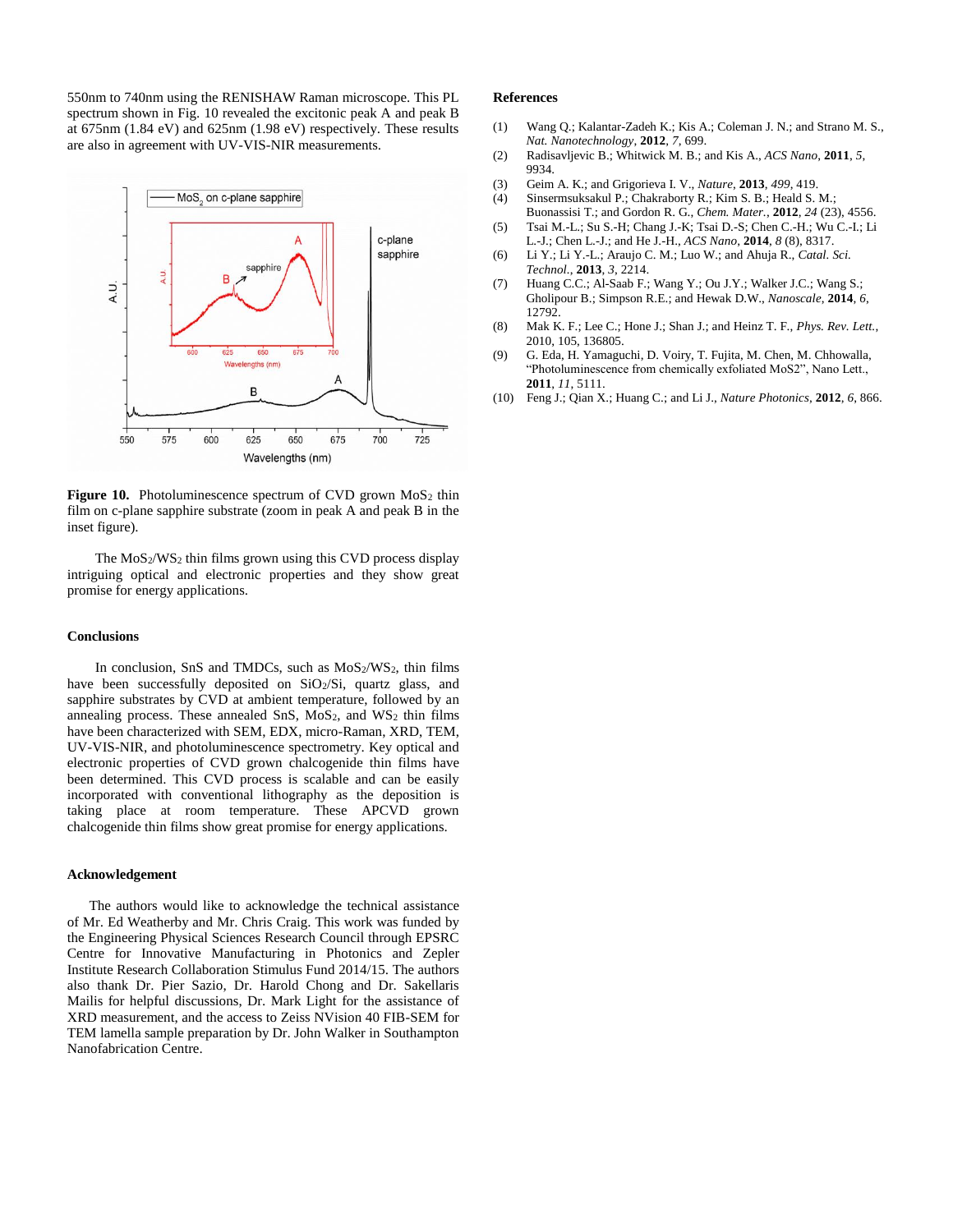550nm to 740nm using the RENISHAW Raman microscope. This PL spectrum shown in Fig. 10 revealed the excitonic peak A and peak B at 675nm (1.84 eV) and 625nm (1.98 eV) respectively. These results are also in agreement with UV-VIS-NIR measurements.

MoS2 on c-plane sapphire

A.U.

A

B

sapphire

c-plane
sapphire

600 625 650 675 700

Wavelengths (nm)

550 575 600 625 650 675 700 725

Wavelengths (nm)

**Figure 10.** Photoluminescence spectrum of CVD grown $MoS_2$ thin film on c-plane sapphire substrate (zoom in peak A and peak B in the inset figure).

The $MoS_2$/$WS_2$ thin films grown using this CVD process display intriguing optical and electronic properties and they show great promise for energy applications.

## Conclusions

In conclusion, SnS and TMDCs, such as $MoS_2$/$WS_2$, thin films have been successfully deposited on $SiO_2$/Si, quartz glass, and sapphire substrates by CVD at ambient temperature, followed by an annealing process. These annealed SnS, $MoS_2$, and $WS_2$ thin films have been characterized with SEM, EDX, micro-Raman, XRD, TEM, UV-VIS-NIR, and photoluminescence spectrometry. Key optical and electronic properties of CVD grown chalcogenide thin films have been determined. This CVD process is scalable and can be easily incorporated with conventional lithography as the deposition is taking place at room temperature. These APCVD grown chalcogenide thin films show great promise for energy applications.

## Acknowledgement

The authors would like to acknowledge the technical assistance of Mr. Ed Weatherby and Mr. Chris Craig. This work was funded by the Engineering Physical Sciences Research Council through EPSRC Centre for Innovative Manufacturing in Photonics and Zepler Institute Research Collaboration Stimulus Fund 2014/15. The authors also thank Dr. Pier Sazio, Dr. Harold Chong and Dr. Sakellaris Mailis for helpful discussions, Dr. Mark Light for the assistance of XRD measurement, and the access to Zeiss NVision 40 FIB-SEM for TEM lamella sample preparation by Dr. John Walker in Southampton Nanofabrication Centre.

## References

(1) Wang Q.; Kalantar-Zadeh K.; Kis A.; Coleman J. N.; and Strano M. S., *Nat. Nanotechnology*, **2012**, *7*, 699.

(2) Radisavljevic B.; Whitwick M. B.; and Kis A., *ACS Nano*, **2011**, *5*, 9934.

(3) Geim A. K.; and Grigorieva I. V., *Nature*, **2013**, *499*, 419.

(4) Sinsermsuksakul P.; Chakraborty R.; Kim S. B.; Heald S. M.; Buonassisi T.; and Gordon R. G., *Chem. Mater.*, **2012**, *24* (23), 4556.

(5) Tsai M.-L.; Su S.-H; Chang J.-K; Tsai D.-S; Chen C.-H.; Wu C.-I.; Li L.-J.; Chen L.-J.; and He J.-H., *ACS Nano*, **2014**, *8* (8), 8317.

(6) Li Y.; Li Y.-L.; Araujo C. M.; Luo W.; and Ahuja R., *Catal. Sci. Technol.*, **2013**, *3*, 2214.

(7) Huang C.C.; Al-Saab F.; Wang Y.; Ou J.Y.; Walker J.C.; Wang S.; Gholipour B.; Simpson R.E.; and Hewak D.W., *Nanoscale*, **2014**, *6*, 12792.

(8) Mak K. F.; Lee C.; Hone J.; Shan J.; and Heinz T. F., *Phys. Rev. Lett.*, 2010, 105, 136805.

(9) G. Eda, H. Yamaguchi, D. Voiry, T. Fujita, M. Chen, M. Chhowalla, "Photoluminescence from chemically exfoliated MoS2", Nano Lett., **2011**, *11*, 5111.

(10) Feng J.; Qian X.; Huang C.; and Li J., *Nature Photonics*, **2012**, *6*, 866.